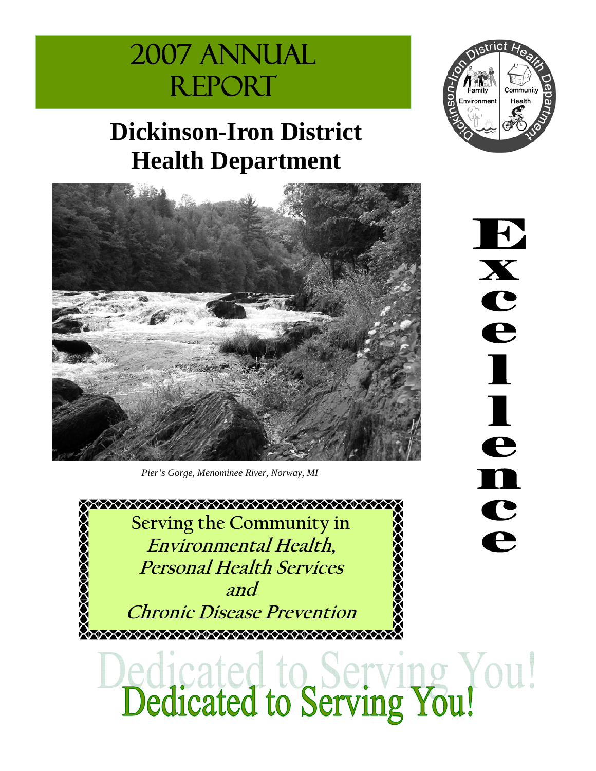# 2007 ANNUAL REPORT

## Dickinson-Iron District Health Department

*Pier's Gorge, Menominee River, Norway, MI*

**Excellence**

**Serving the Community in**
***Environmental Health,***
***Personal Health Services***
***and***
***Chronic Disease Prevention***

**Dedicated to Serving You!**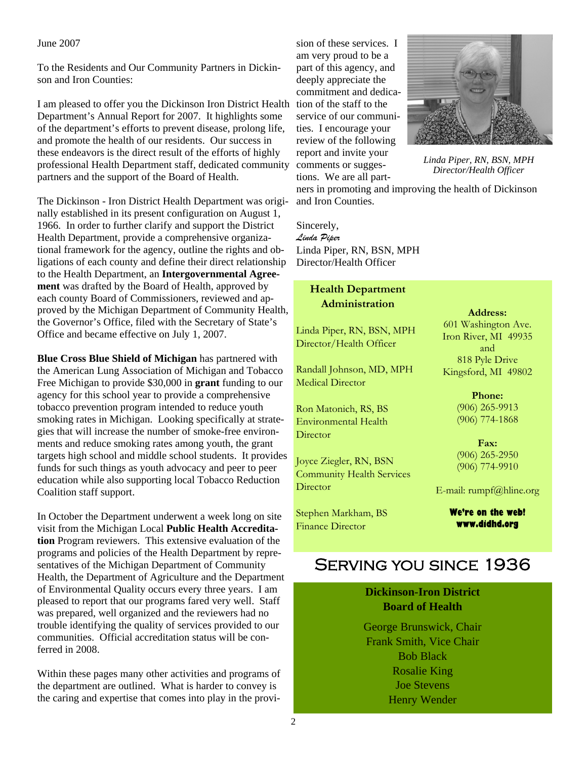June 2007

To the Residents and Our Community Partners in Dickinson and Iron Counties:

I am pleased to offer you the Dickinson Iron District Health Department's Annual Report for 2007. It highlights some of the department's efforts to prevent disease, prolong life, and promote the health of our residents. Our success in these endeavors is the direct result of the efforts of highly professional Health Department staff, dedicated community partners and the support of the Board of Health.

The Dickinson - Iron District Health Department was originally established in its present configuration on August 1, 1966. In order to further clarify and support the District Health Department, provide a comprehensive organizational framework for the agency, outline the rights and obligations of each county and define their direct relationship to the Health Department, an **Intergovernmental Agreement** was drafted by the Board of Health, approved by each county Board of Commissioners, reviewed and approved by the Michigan Department of Community Health, the Governor's Office, filed with the Secretary of State's Office and became effective on July 1, 2007.

**Blue Cross Blue Shield of Michigan** has partnered with the American Lung Association of Michigan and Tobacco Free Michigan to provide $30,000 in **grant** funding to our agency for this school year to provide a comprehensive tobacco prevention program intended to reduce youth smoking rates in Michigan. Looking specifically at strategies that will increase the number of smoke-free environments and reduce smoking rates among youth, the grant targets high school and middle school students. It provides funds for such things as youth advocacy and peer to peer education while also supporting local Tobacco Reduction Coalition staff support.

In October the Department underwent a week long on site visit from the Michigan Local **Public Health Accreditation** Program reviewers. This extensive evaluation of the programs and policies of the Health Department by representatives of the Michigan Department of Community Health, the Department of Agriculture and the Department of Environmental Quality occurs every three years. I am pleased to report that our programs fared very well. Staff was prepared, well organized and the reviewers had no trouble identifying the quality of services provided to our communities. Official accreditation status will be conferred in 2008.

Within these pages many other activities and programs of the department are outlined. What is harder to convey is the caring and expertise that comes into play in the provision of these services. I am very proud to be a part of this agency, and deeply appreciate the commitment and dedication of the staff to the service of our communities. I encourage your review of the following report and invite your comments or suggestions. We are all partners in promoting and improving the health of Dickinson and Iron Counties.

*Linda Piper, RN, BSN, MPH*
*Director/Health Officer*

Sincerely,

*Linda Piper*

Linda Piper, RN, BSN, MPH
Director/Health Officer

## Health Department Administration

Linda Piper, RN, BSN, MPH
Director/Health Officer

Randall Johnson, MD, MPH
Medical Director

Ron Matonich, RS, BS
Environmental Health Director

Joyce Ziegler, RN, BSN
Community Health Services Director

Stephen Markham, BS
Finance Director

**Address:**
601 Washington Ave.
Iron River, MI 49935
and
818 Pyle Drive
Kingsford, MI 49802

**Phone:**
(906) 265-9913
(906) 774-1868

**Fax:**
(906) 265-2950
(906) 774-9910

E-mail: rumpf@hline.org

**We're on the web!**
**www.didhd.org**

## Serving you since 1936

### Dickinson-Iron District Board of Health

George Brunswick, Chair
Frank Smith, Vice Chair
Bob Black
Rosalie King
Joe Stevens
Henry Wender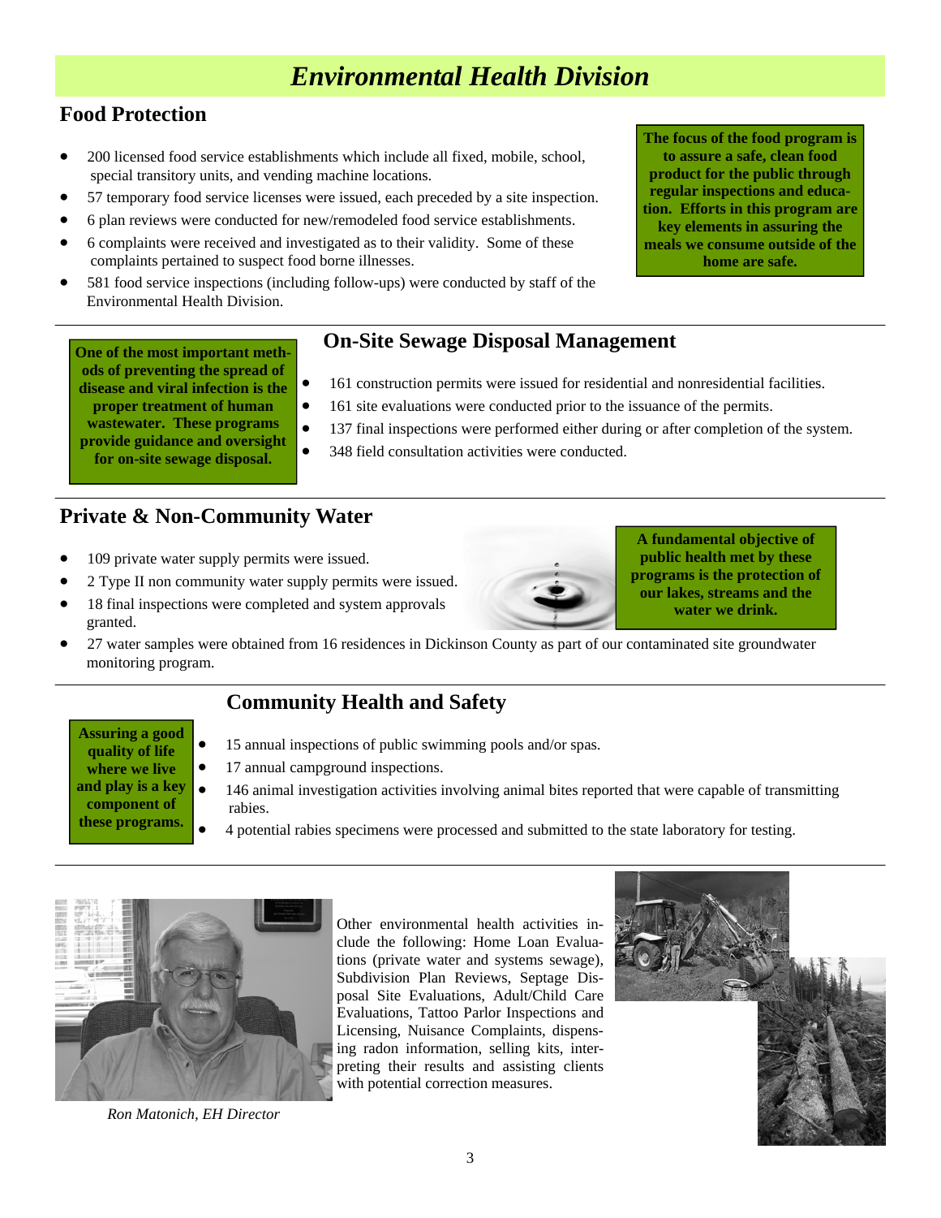# *Environmental Health Division*

## Food Protection

- 200 licensed food service establishments which include all fixed, mobile, school, special transitory units, and vending machine locations.
- 57 temporary food service licenses were issued, each preceded by a site inspection.
- 6 plan reviews were conducted for new/remodeled food service establishments.
- 6 complaints were received and investigated as to their validity. Some of these complaints pertained to suspect food borne illnesses.
- 581 food service inspections (including follow-ups) were conducted by staff of the Environmental Health Division.

**The focus of the food program is to assure a safe, clean food product for the public through regular inspections and education. Efforts in this program are key elements in assuring the meals we consume outside of the home are safe.**

## On-Site Sewage Disposal Management

**One of the most important methods of preventing the spread of disease and viral infection is the proper treatment of human wastewater. These programs provide guidance and oversight for on-site sewage disposal.**

- 161 construction permits were issued for residential and nonresidential facilities.
- 161 site evaluations were conducted prior to the issuance of the permits.
- 137 final inspections were performed either during or after completion of the system.
- 348 field consultation activities were conducted.

## Private & Non-Community Water

- 109 private water supply permits were issued.
- 2 Type II non community water supply permits were issued.
- 18 final inspections were completed and system approvals granted.
- 27 water samples were obtained from 16 residences in Dickinson County as part of our contaminated site groundwater monitoring program.

**A fundamental objective of public health met by these programs is the protection of our lakes, streams and the water we drink.**

## Community Health and Safety

**Assuring a good quality of life where we live and play is a key component of these programs.**

- 15 annual inspections of public swimming pools and/or spas.
- 17 annual campground inspections.
- 146 animal investigation activities involving animal bites reported that were capable of transmitting rabies.
- 4 potential rabies specimens were processed and submitted to the state laboratory for testing.

*Ron Matonich, EH Director*

Other environmental health activities include the following: Home Loan Evaluations (private water and systems sewage), Subdivision Plan Reviews, Septage Disposal Site Evaluations, Adult/Child Care Evaluations, Tattoo Parlor Inspections and Licensing, Nuisance Complaints, dispensing radon information, selling kits, interpreting their results and assisting clients with potential correction measures.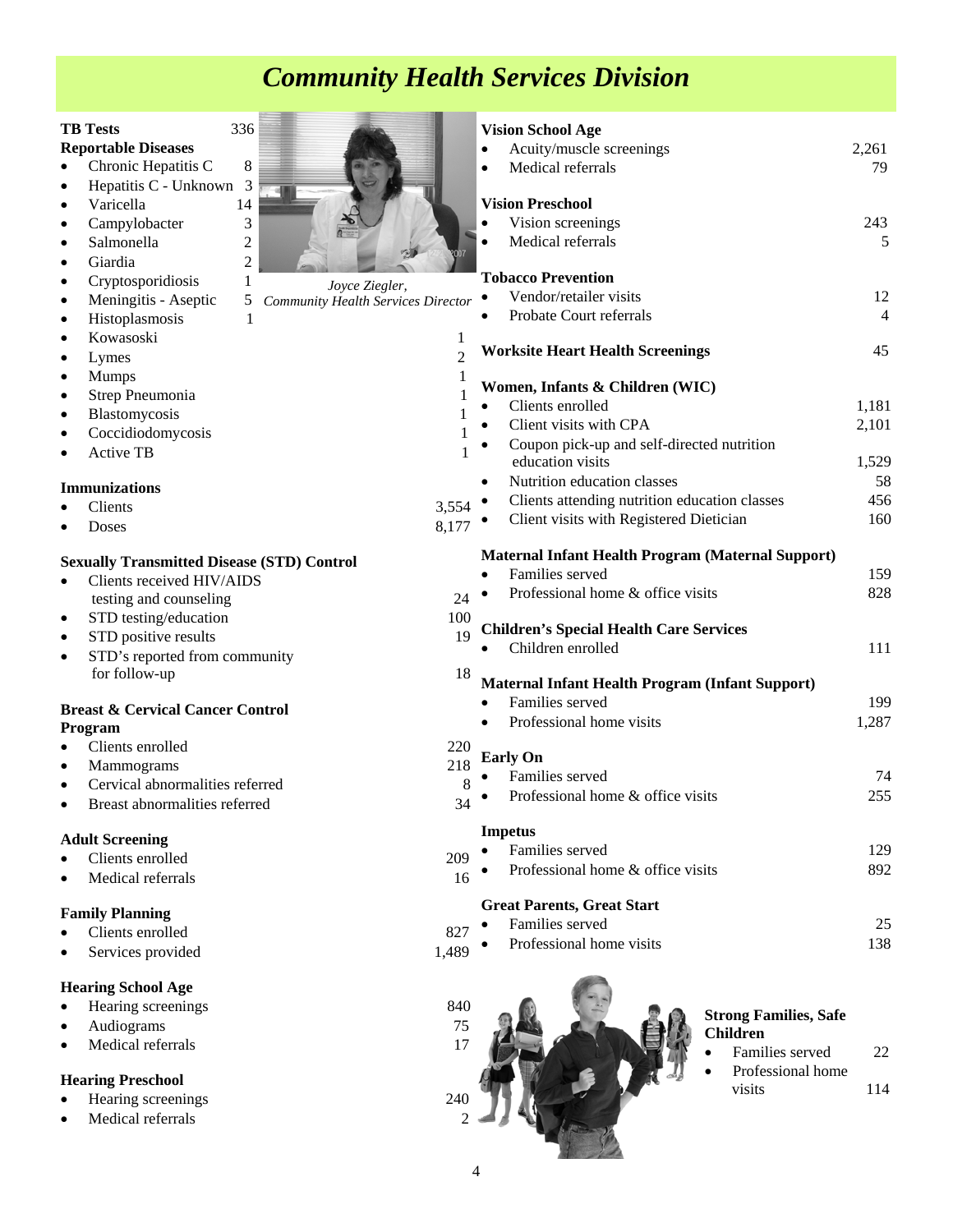# Community Health Services Division

**TB Tests** 336

**Reportable Diseases**

- Chronic Hepatitis C 8
- Hepatitis C - Unknown 3
- Varicella 14
- Campylobacter 3
- Salmonella 2
- Giardia 2
- Cryptosporidiosis 1
- Meningitis - Aseptic 5
- Histoplasmosis 1
- Kowasoski 1
- Lymes 2
- Mumps 1
- Strep Pneumonia 1
- Blastomycosis 1
- Coccidiodomycosis 1
- Active TB 1

*Joyce Ziegler, Community Health Services Director*

**Immunizations**

- Clients 3,554
- Doses 8,177

**Sexually Transmitted Disease (STD) Control**

- Clients received HIV/AIDS testing and counseling 24
- STD testing/education 100
- STD positive results 19
- STD's reported from community for follow-up 18

**Breast & Cervical Cancer Control Program**

- Clients enrolled 220
- Mammograms 218
- Cervical abnormalities referred 8
- Breast abnormalities referred 34

**Adult Screening**

- Clients enrolled 209
- Medical referrals 16

**Family Planning**

- Clients enrolled 827
- Services provided 1,489

**Hearing School Age**

- Hearing screenings 840
- Audiograms 75
- Medical referrals 17

**Hearing Preschool**

- Hearing screenings 240
- Medical referrals 2

**Vision School Age**

- Acuity/muscle screenings 2,261
- Medical referrals 79

**Vision Preschool**

- Vision screenings 243
- Medical referrals 5

**Tobacco Prevention**

- Vendor/retailer visits 12
- Probate Court referrals 4

**Worksite Heart Health Screenings** 45

**Women, Infants & Children (WIC)**

- Clients enrolled 1,181
- Client visits with CPA 2,101
- Coupon pick-up and self-directed nutrition education visits 1,529
- Nutrition education classes 58
- Clients attending nutrition education classes 456
- Client visits with Registered Dietician 160

**Maternal Infant Health Program (Maternal Support)**

- Families served 159
- Professional home & office visits 828

**Children's Special Health Care Services**

- Children enrolled 111

**Maternal Infant Health Program (Infant Support)**

- Families served 199
- Professional home visits 1,287

**Early On**

- Families served 74
- Professional home & office visits 255

**Impetus**

- Families served 129
- Professional home & office visits 892

**Great Parents, Great Start**

- Families served 25
- Professional home visits 138

**Strong Families, Safe Children**

- Families served 22
- Professional home visits 114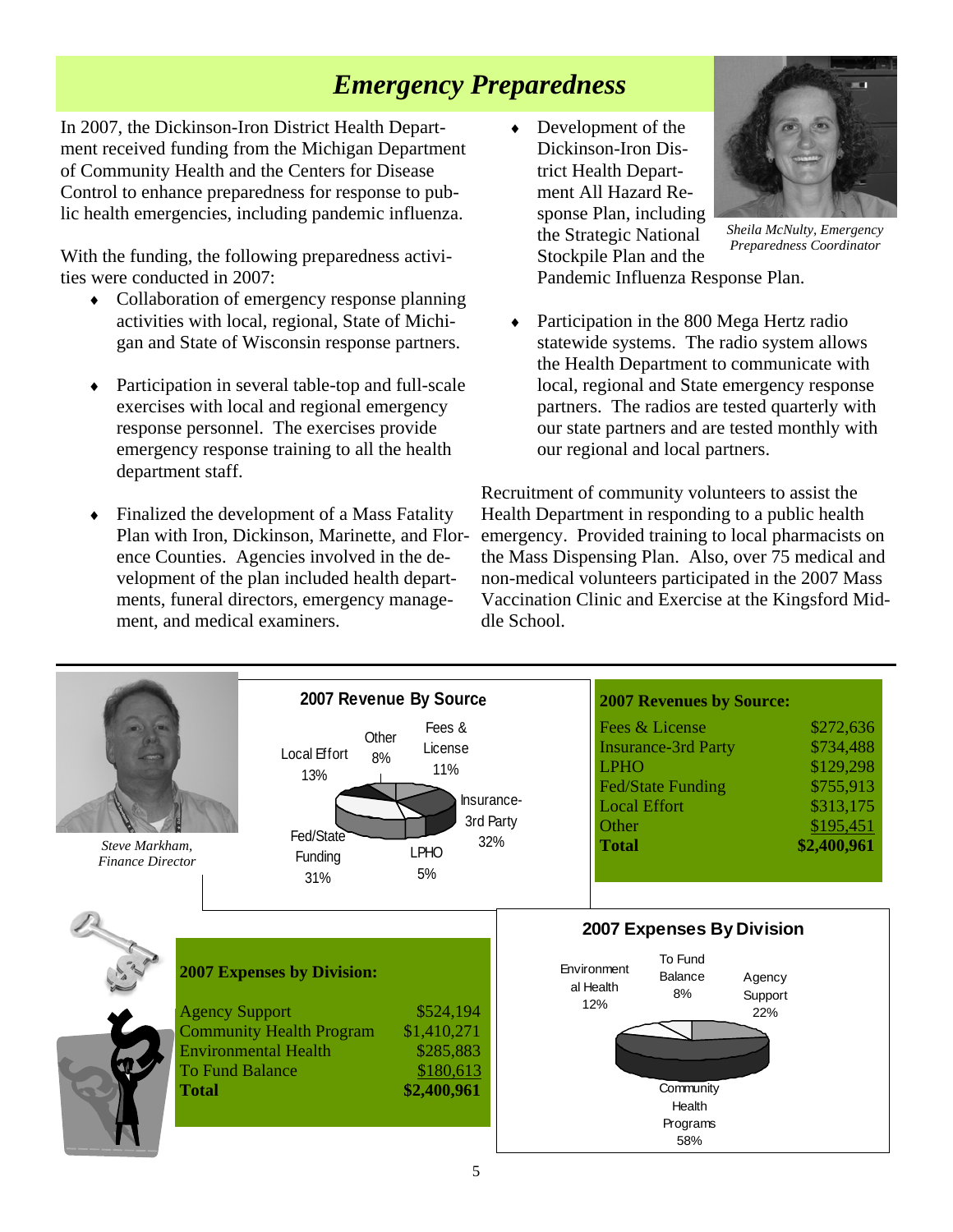# *Emergency Preparedness*

In 2007, the Dickinson-Iron District Health Department received funding from the Michigan Department of Community Health and the Centers for Disease Control to enhance preparedness for response to public health emergencies, including pandemic influenza.

With the funding, the following preparedness activities were conducted in 2007:

- Collaboration of emergency response planning activities with local, regional, State of Michigan and State of Wisconsin response partners.
- Participation in several table-top and full-scale exercises with local and regional emergency response personnel. The exercises provide emergency response training to all the health department staff.
- Finalized the development of a Mass Fatality Plan with Iron, Dickinson, Marinette, and Florence Counties. Agencies involved in the development of the plan included health departments, funeral directors, emergency management, and medical examiners.
- Development of the Dickinson-Iron District Health Department All Hazard Response Plan, including the Strategic National Stockpile Plan and the Pandemic Influenza Response Plan.
- Participation in the 800 Mega Hertz radio statewide systems. The radio system allows the Health Department to communicate with local, regional and State emergency response partners. The radios are tested quarterly with our state partners and are tested monthly with our regional and local partners.

*Sheila McNulty, Emergency Preparedness Coordinator*

Recruitment of community volunteers to assist the Health Department in responding to a public health emergency. Provided training to local pharmacists on the Mass Dispensing Plan. Also, over 75 medical and non-medical volunteers participated in the 2007 Mass Vaccination Clinic and Exercise at the Kingsford Middle School.

*Steve Markham, Finance Director*

**2007 Revenue By Source**

Fees & License 11%; Insurance-3rd Party 32%; LPHO 5%; Fed/State Funding 31%; Local Effort 13%; Other 8%

**2007 Revenues by Source:**

| Source | Amount |
|---|---|
| Fees & License | $272,636 |
| Insurance-3rd Party | $734,488 |
| LPHO | $129,298 |
| Fed/State Funding | $755,913 |
| Local Effort | $313,175 |
| Other | $195,451 |
| **Total** | **$2,400,961** |

**2007 Expenses by Division:**

| Division | Amount |
|---|---|
| Agency Support | $524,194 |
| Community Health Program | $1,410,271 |
| Environmental Health | $285,883 |
| To Fund Balance | $180,613 |
| **Total** | **$2,400,961** |

**2007 Expenses By Division**

Agency Support 22%; Community Health Programs 58%; Environmental Health 12%; To Fund Balance 8%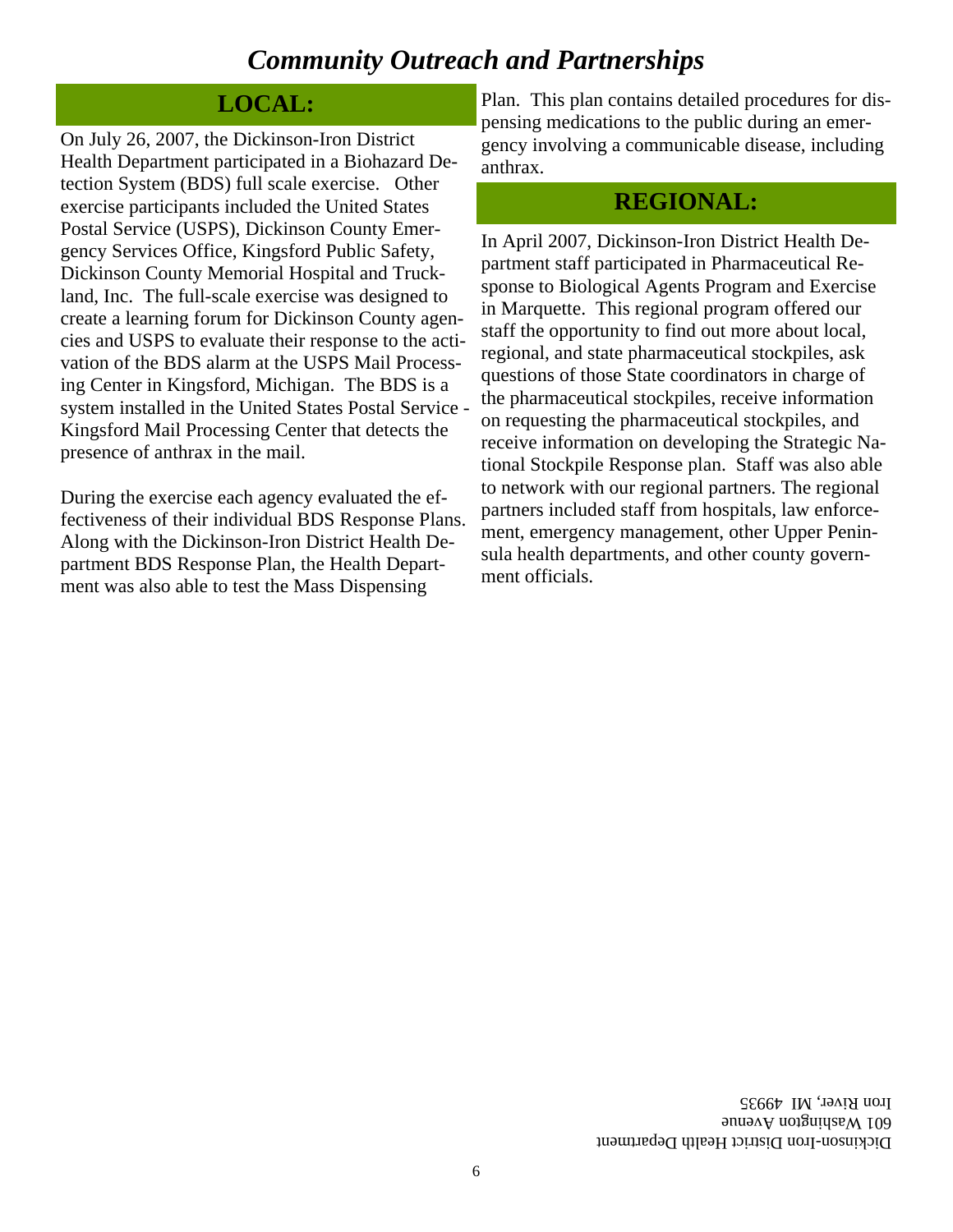# *Community Outreach and Partnerships*

## LOCAL:

On July 26, 2007, the Dickinson-Iron District Health Department participated in a Biohazard Detection System (BDS) full scale exercise. Other exercise participants included the United States Postal Service (USPS), Dickinson County Emergency Services Office, Kingsford Public Safety, Dickinson County Memorial Hospital and Truckland, Inc. The full-scale exercise was designed to create a learning forum for Dickinson County agencies and USPS to evaluate their response to the activation of the BDS alarm at the USPS Mail Processing Center in Kingsford, Michigan. The BDS is a system installed in the United States Postal Service - Kingsford Mail Processing Center that detects the presence of anthrax in the mail.

During the exercise each agency evaluated the effectiveness of their individual BDS Response Plans. Along with the Dickinson-Iron District Health Department BDS Response Plan, the Health Department was also able to test the Mass Dispensing Plan. This plan contains detailed procedures for dispensing medications to the public during an emergency involving a communicable disease, including anthrax.

## REGIONAL:

In April 2007, Dickinson-Iron District Health Department staff participated in Pharmaceutical Response to Biological Agents Program and Exercise in Marquette. This regional program offered our staff the opportunity to find out more about local, regional, and state pharmaceutical stockpiles, ask questions of those State coordinators in charge of the pharmaceutical stockpiles, receive information on requesting the pharmaceutical stockpiles, and receive information on developing the Strategic National Stockpile Response plan. Staff was also able to network with our regional partners. The regional partners included staff from hospitals, law enforcement, emergency management, other Upper Peninsula health departments, and other county government officials.

Dickinson-Iron District Health Department
601 Washington Avenue
Iron River, MI 49935